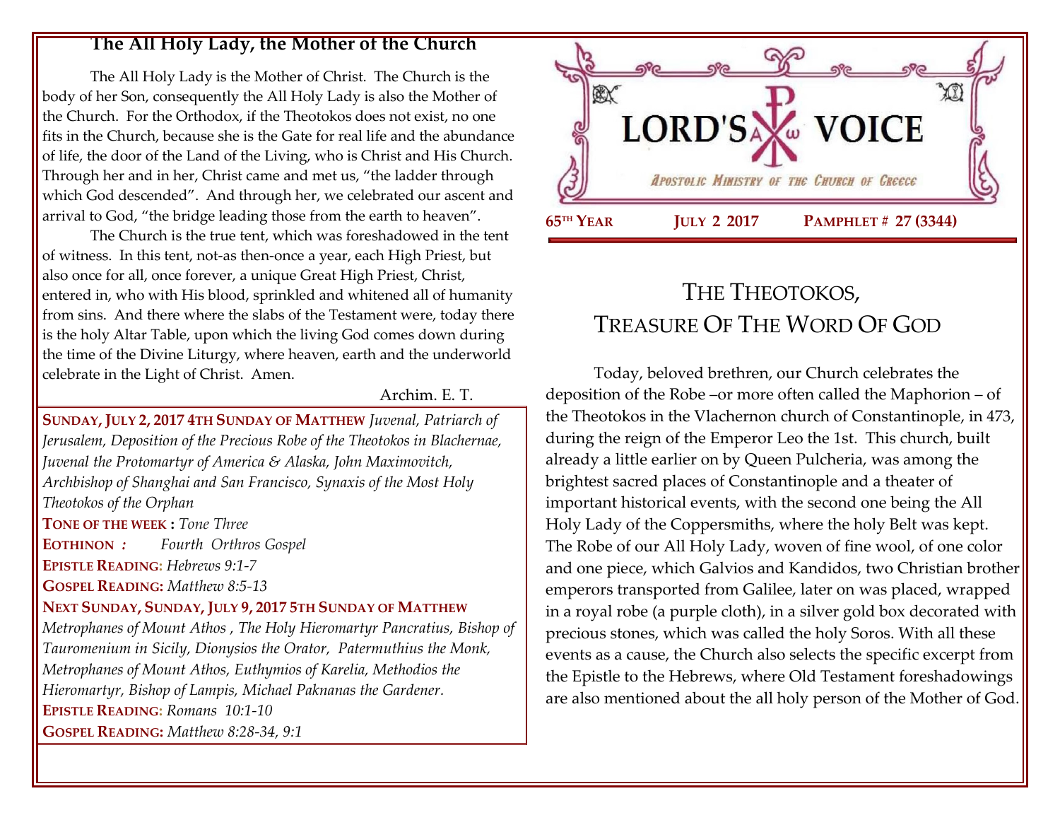## The All Holy Lady, the Mother of the Church

The All Holy Lady is the Mother of Christ. The Church is the body of her Son, consequently the All Holy Lady is also the Mother of the Church. For the Orthodox, if the Theotokos does not exist, no one fits in the Church, because she is the Gate for real life and the abundance of life, the door of the Land of the Living, who is Christ and His Church. Through her and in her, Christ came and met us, "the ladder through which God descended". And through her, we celebrated our ascent and arrival to God, "the bridge leading those from the earth to heaven".

The Church is the true tent, which was foreshadowed in the tent of witness. In this tent, not-as then-once a year, each High Priest, but also once for all, once forever, a unique Great High Priest, Christ, entered in, who with His blood, sprinkled and whitened all of humanity from sins. And there where the slabs of the Testament were, today there is the holy Altar Table, upon which the living God comes down during the time of the Divine Liturgy, where heaven, earth and the underworld celebrate in the Light of Christ. Amen.

Archim. E. T.

**SUNDAY, JULY 2, 2017 4TH SUNDAY OF MATTHEW** *Juvenal, Patriarch of Jerusalem, Deposition of the Precious Robe of the Theotokos in Blachernae, Juvenal the Protomartyr of America & Alaska, John Maximovitch, Archbishop of Shanghai and San Francisco, Synaxis of the Most Holy Theotokos of the Orphan*

**TONE OF THE WEEK :** *Tone Three*

**EOTHINON :** *Fourth Orthros Gospel*

**EPISTLE READING:** *Hebrews 9:1-7*

**GOSPEL READING:** *Matthew 8:5-13*

**NEXT SUNDAY, SUNDAY, JULY 9, 2017 5TH SUNDAY OF MATTHEW**
*Metrophanes of Mount Athos , The Holy Hieromartyr Pancratius, Bishop of Tauromenium in Sicily, Dionysios the Orator, Patermuthius the Monk, Metrophanes of Mount Athos, Euthymios of Karelia, Methodios the Hieromartyr, Bishop of Lampis, Michael Paknanas the Gardener.*

**EPISTLE READING:** *Romans 10:1-10*

**GOSPEL READING:** *Matthew 8:28-34, 9:1*

# LORD'S VOICE

*Apostolic Ministry of the Church of Greece*

**65TH YEAR** **JULY 2 2017** **PAMPHLET # 27 (3344)**

# THE THEOTOKOS, TREASURE OF THE WORD OF GOD

Today, beloved brethren, our Church celebrates the deposition of the Robe –or more often called the Maphorion – of the Theotokos in the Vlachernon church of Constantinople, in 473, during the reign of the Emperor Leo the 1st. This church, built already a little earlier on by Queen Pulcheria, was among the brightest sacred places of Constantinople and a theater of important historical events, with the second one being the All Holy Lady of the Coppersmiths, where the holy Belt was kept. The Robe of our All Holy Lady, woven of fine wool, of one color and one piece, which Galvios and Kandidos, two Christian brother emperors transported from Galilee, later on was placed, wrapped in a royal robe (a purple cloth), in a silver gold box decorated with precious stones, which was called the holy Soros. With all these events as a cause, the Church also selects the specific excerpt from the Epistle to the Hebrews, where Old Testament foreshadowings are also mentioned about the all holy person of the Mother of God.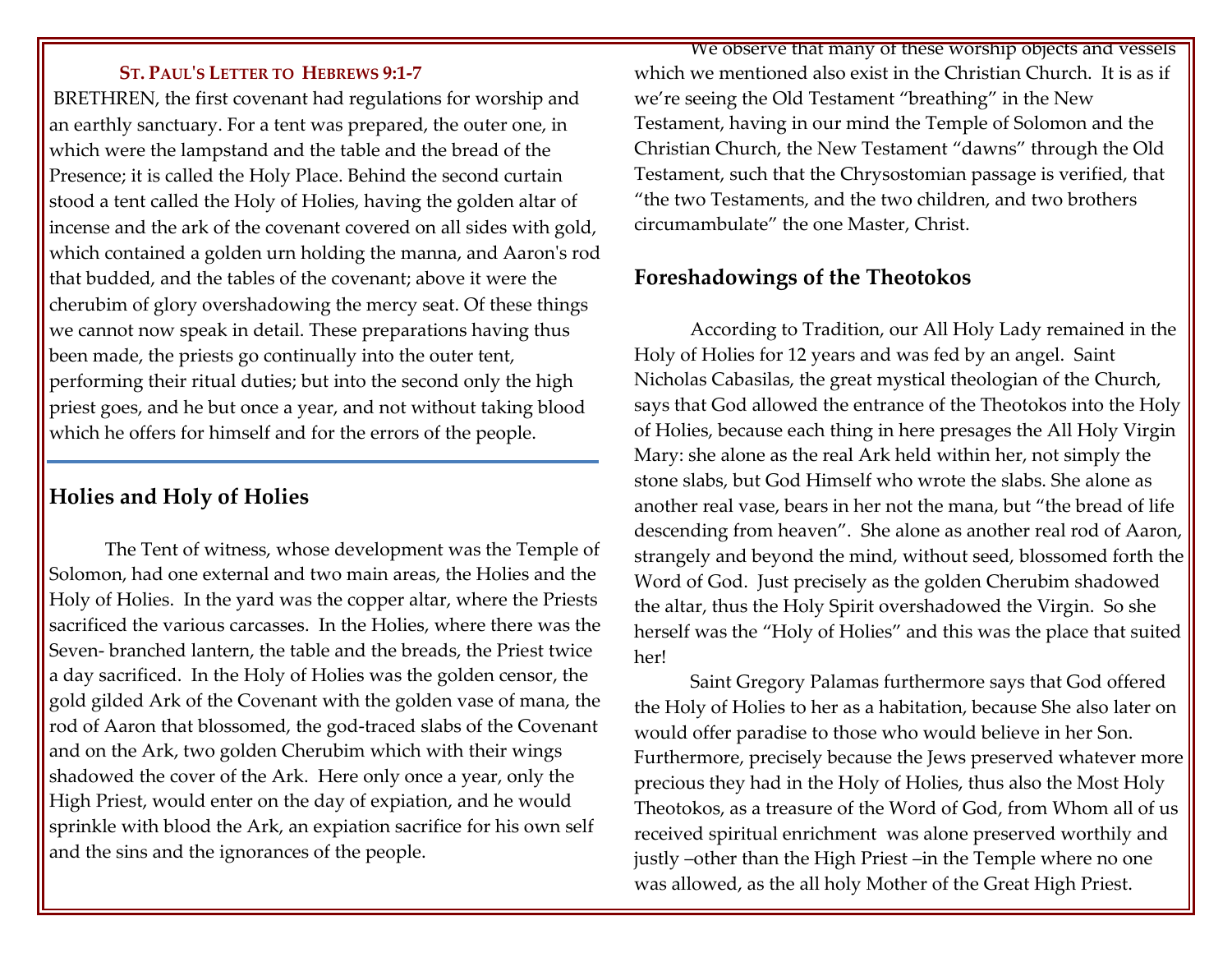### ST. PAUL'S LETTER TO HEBREWS 9:1-7

BRETHREN, the first covenant had regulations for worship and an earthly sanctuary. For a tent was prepared, the outer one, in which were the lampstand and the table and the bread of the Presence; it is called the Holy Place. Behind the second curtain stood a tent called the Holy of Holies, having the golden altar of incense and the ark of the covenant covered on all sides with gold, which contained a golden urn holding the manna, and Aaron's rod that budded, and the tables of the covenant; above it were the cherubim of glory overshadowing the mercy seat. Of these things we cannot now speak in detail. These preparations having thus been made, the priests go continually into the outer tent, performing their ritual duties; but into the second only the high priest goes, and he but once a year, and not without taking blood which he offers for himself and for the errors of the people.

## Holies and Holy of Holies

The Tent of witness, whose development was the Temple of Solomon, had one external and two main areas, the Holies and the Holy of Holies. In the yard was the copper altar, where the Priests sacrificed the various carcasses. In the Holies, where there was the Seven- branched lantern, the table and the breads, the Priest twice a day sacrificed. In the Holy of Holies was the golden censor, the gold gilded Ark of the Covenant with the golden vase of mana, the rod of Aaron that blossomed, the god-traced slabs of the Covenant and on the Ark, two golden Cherubim which with their wings shadowed the cover of the Ark. Here only once a year, only the High Priest, would enter on the day of expiation, and he would sprinkle with blood the Ark, an expiation sacrifice for his own self and the sins and the ignorances of the people.

We observe that many of these worship objects and vessels which we mentioned also exist in the Christian Church. It is as if we're seeing the Old Testament "breathing" in the New Testament, having in our mind the Temple of Solomon and the Christian Church, the New Testament "dawns" through the Old Testament, such that the Chrysostomian passage is verified, that "the two Testaments, and the two children, and two brothers circumambulate" the one Master, Christ.

## Foreshadowings of the Theotokos

According to Tradition, our All Holy Lady remained in the Holy of Holies for 12 years and was fed by an angel. Saint Nicholas Cabasilas, the great mystical theologian of the Church, says that God allowed the entrance of the Theotokos into the Holy of Holies, because each thing in here presages the All Holy Virgin Mary: she alone as the real Ark held within her, not simply the stone slabs, but God Himself who wrote the slabs. She alone as another real vase, bears in her not the mana, but "the bread of life descending from heaven". She alone as another real rod of Aaron, strangely and beyond the mind, without seed, blossomed forth the Word of God. Just precisely as the golden Cherubim shadowed the altar, thus the Holy Spirit overshadowed the Virgin. So she herself was the "Holy of Holies" and this was the place that suited her!

Saint Gregory Palamas furthermore says that God offered the Holy of Holies to her as a habitation, because She also later on would offer paradise to those who would believe in her Son. Furthermore, precisely because the Jews preserved whatever more precious they had in the Holy of Holies, thus also the Most Holy Theotokos, as a treasure of the Word of God, from Whom all of us received spiritual enrichment was alone preserved worthily and justly –other than the High Priest –in the Temple where no one was allowed, as the all holy Mother of the Great High Priest.